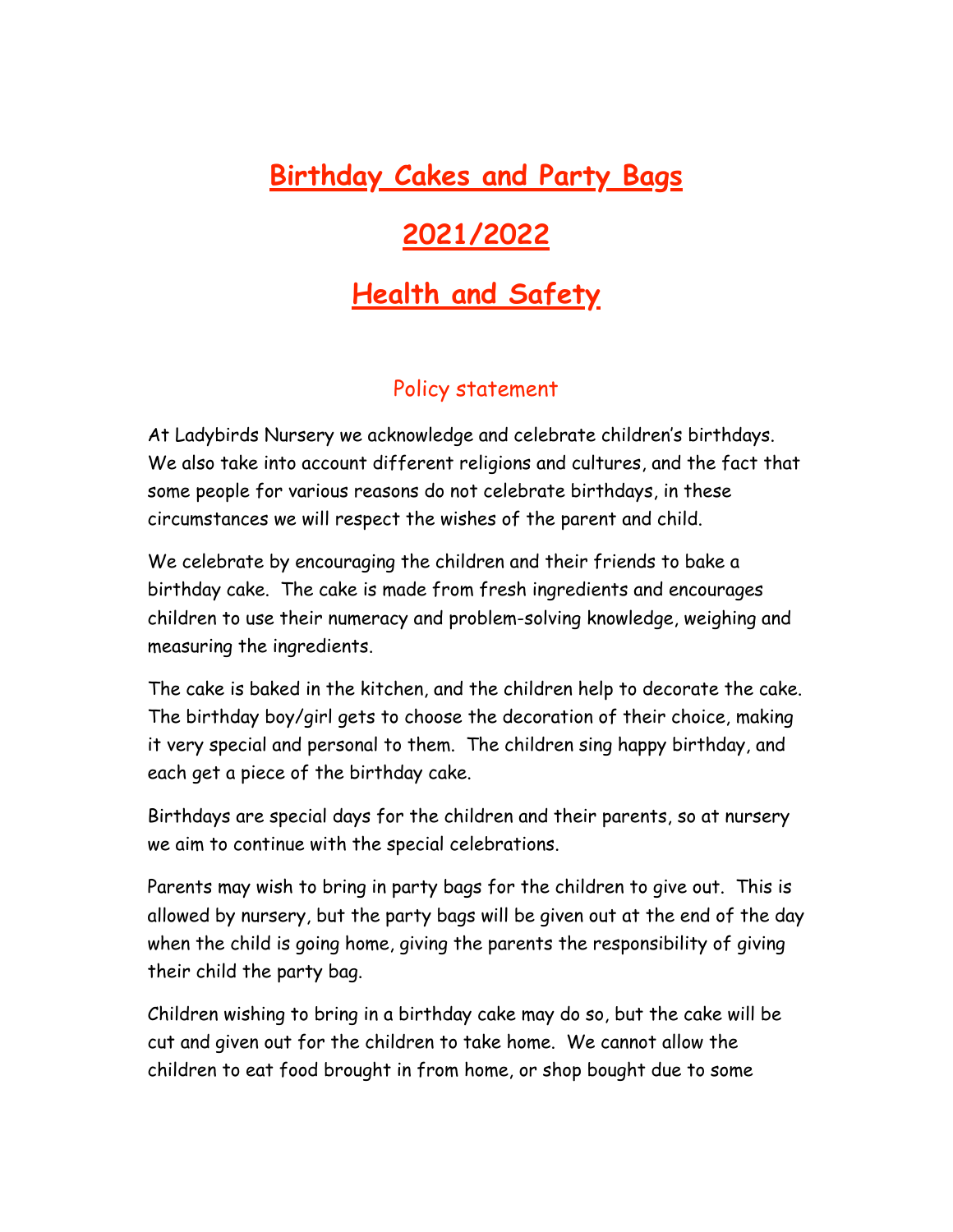# Birthday Cakes and Party Bags

# 2021/2022

# Health and Safety

## Policy statement

At Ladybirds Nursery we acknowledge and celebrate children's birthdays. We also take into account different religions and cultures, and the fact that some people for various reasons do not celebrate birthdays, in these circumstances we will respect the wishes of the parent and child.

We celebrate by encouraging the children and their friends to bake a birthday cake. The cake is made from fresh ingredients and encourages children to use their numeracy and problem-solving knowledge, weighing and measuring the ingredients.

The cake is baked in the kitchen, and the children help to decorate the cake. The birthday boy/girl gets to choose the decoration of their choice, making it very special and personal to them. The children sing happy birthday, and each get a piece of the birthday cake.

Birthdays are special days for the children and their parents, so at nursery we aim to continue with the special celebrations.

Parents may wish to bring in party bags for the children to give out. This is allowed by nursery, but the party bags will be given out at the end of the day when the child is going home, giving the parents the responsibility of giving their child the party bag.

Children wishing to bring in a birthday cake may do so, but the cake will be cut and given out for the children to take home. We cannot allow the children to eat food brought in from home, or shop bought due to some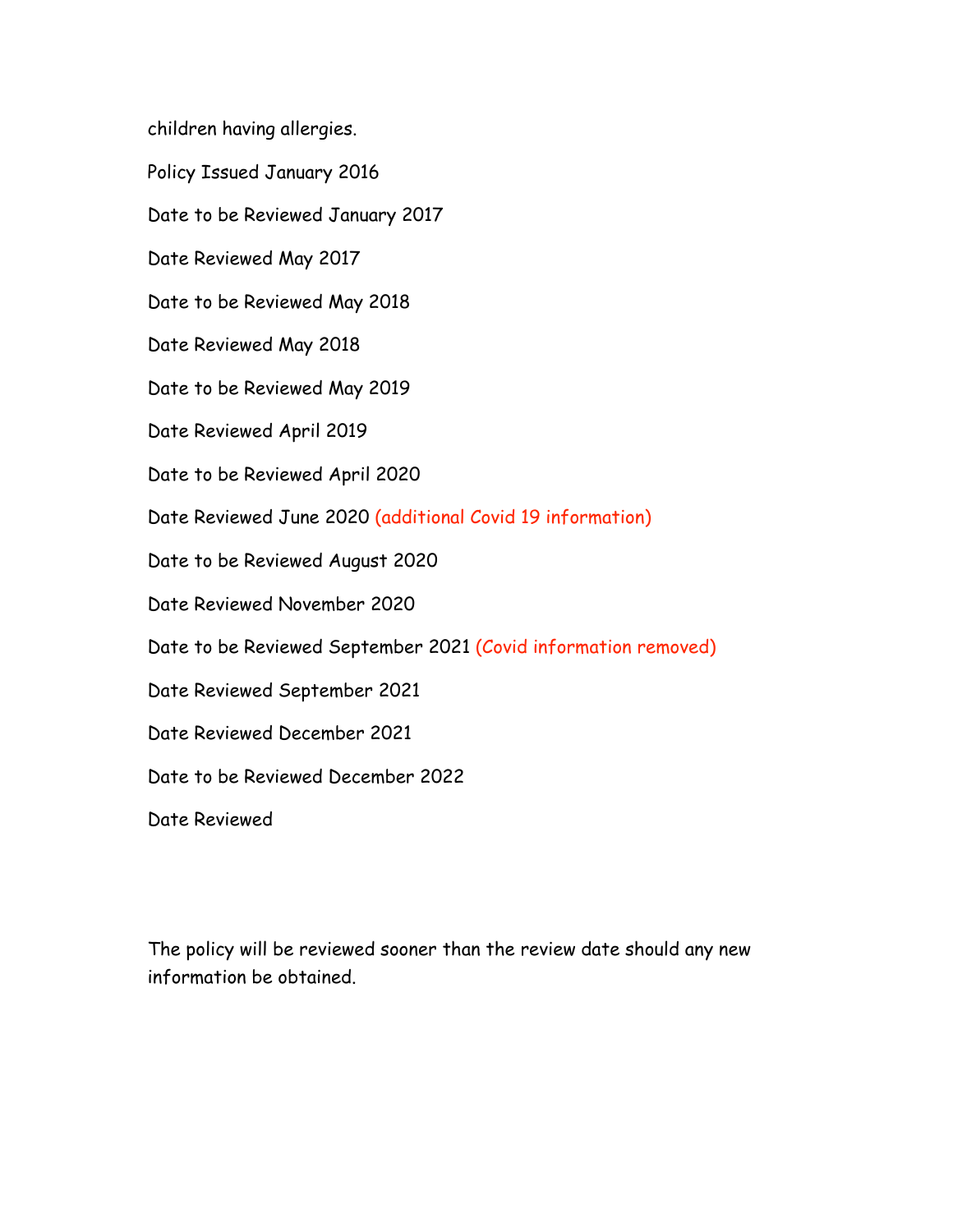children having allergies.

Policy Issued January 2016

Date to be Reviewed January 2017

Date Reviewed May 2017

Date to be Reviewed May 2018

Date Reviewed May 2018

Date to be Reviewed May 2019

Date Reviewed April 2019

Date to be Reviewed April 2020

Date Reviewed June 2020 (additional Covid 19 information)

Date to be Reviewed August 2020

Date Reviewed November 2020

Date to be Reviewed September 2021 (Covid information removed)

Date Reviewed September 2021

Date Reviewed December 2021

Date to be Reviewed December 2022

Date Reviewed

The policy will be reviewed sooner than the review date should any new information be obtained.